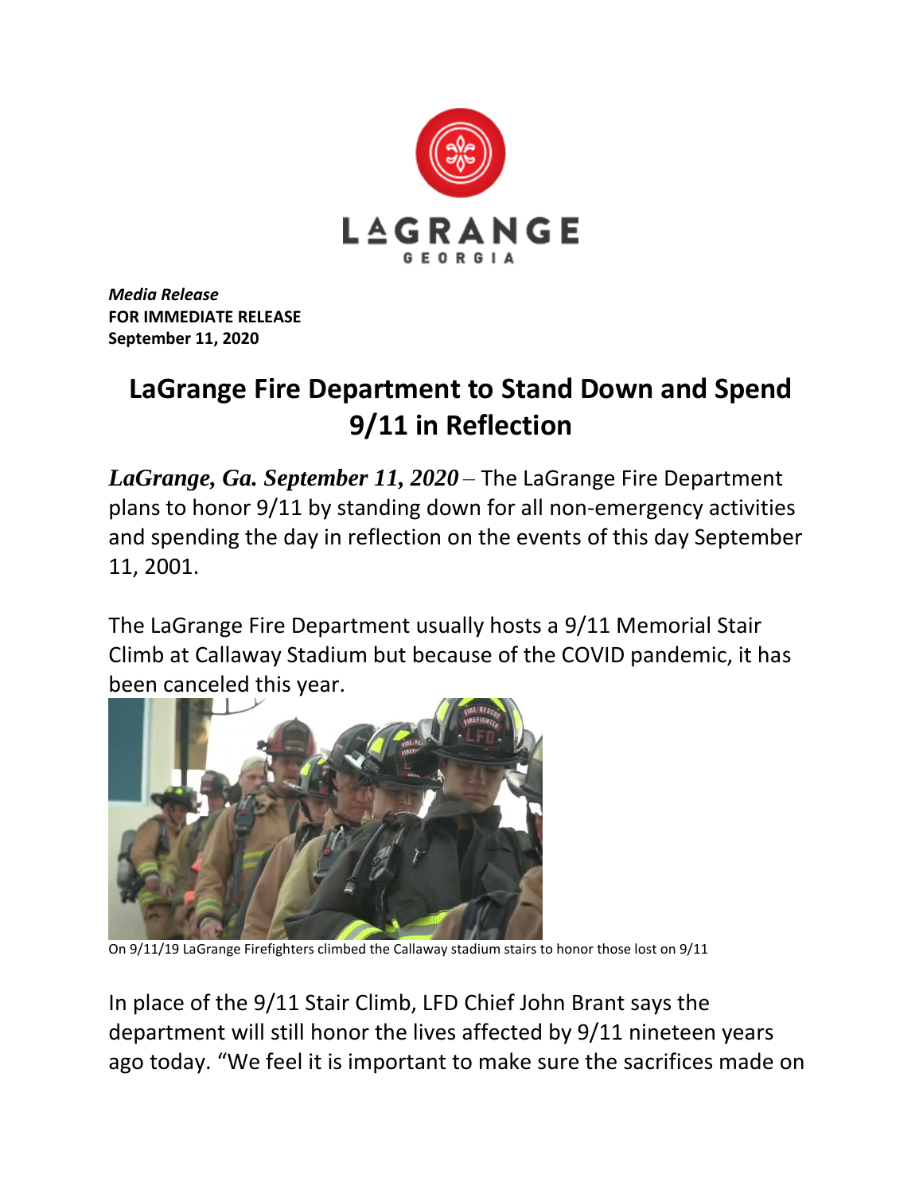LAGRANGE
GEORGIA

***Media Release***
**FOR IMMEDIATE RELEASE**
**September 11, 2020**

# LaGrange Fire Department to Stand Down and Spend 9/11 in Reflection

***LaGrange, Ga. September 11, 2020*** – The LaGrange Fire Department plans to honor 9/11 by standing down for all non-emergency activities and spending the day in reflection on the events of this day September 11, 2001.

The LaGrange Fire Department usually hosts a 9/11 Memorial Stair Climb at Callaway Stadium but because of the COVID pandemic, it has been canceled this year.

On 9/11/19 LaGrange Firefighters climbed the Callaway stadium stairs to honor those lost on 9/11

In place of the 9/11 Stair Climb, LFD Chief John Brant says the department will still honor the lives affected by 9/11 nineteen years ago today. "We feel it is important to make sure the sacrifices made on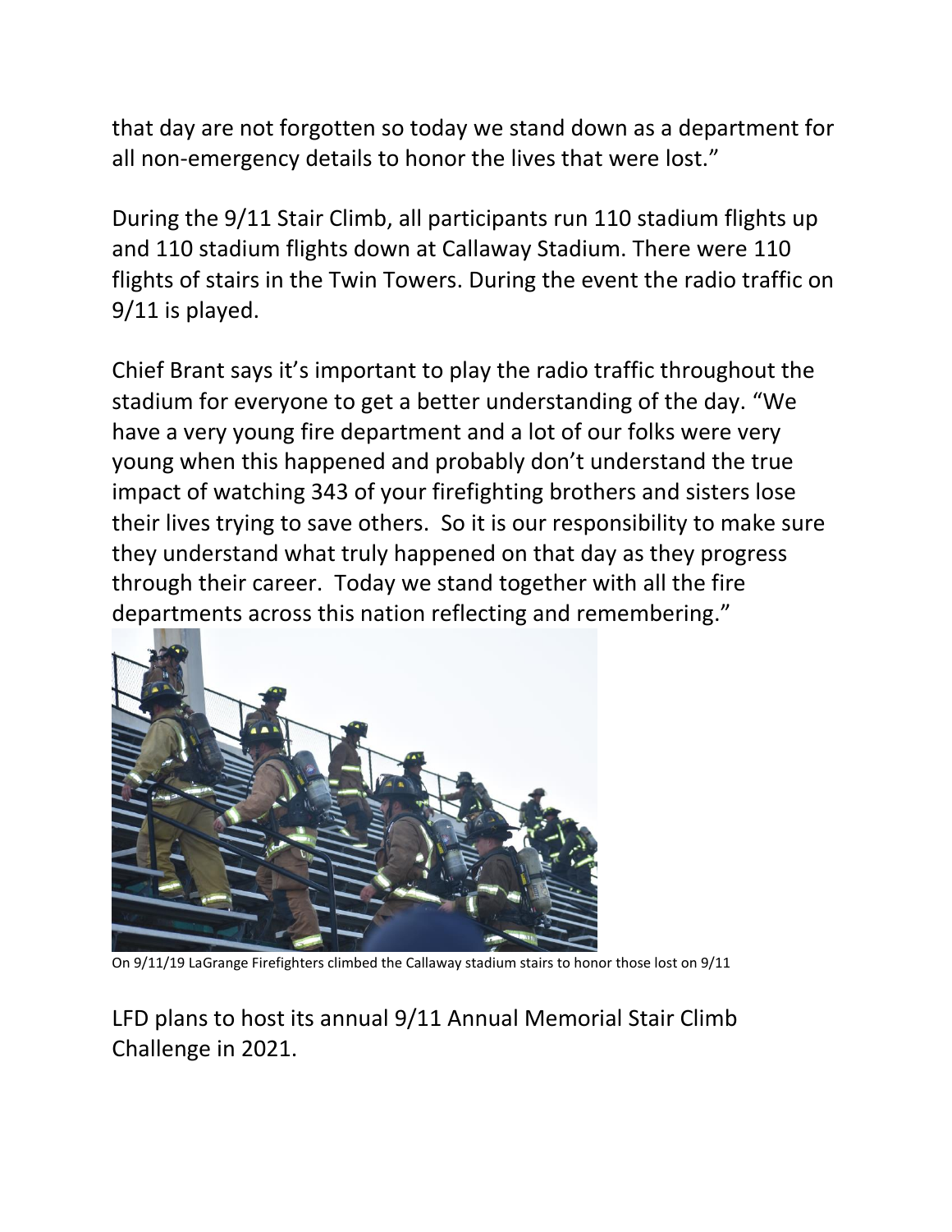that day are not forgotten so today we stand down as a department for all non-emergency details to honor the lives that were lost."

During the 9/11 Stair Climb, all participants run 110 stadium flights up and 110 stadium flights down at Callaway Stadium. There were 110 flights of stairs in the Twin Towers. During the event the radio traffic on 9/11 is played.

Chief Brant says it's important to play the radio traffic throughout the stadium for everyone to get a better understanding of the day. "We have a very young fire department and a lot of our folks were very young when this happened and probably don't understand the true impact of watching 343 of your firefighting brothers and sisters lose their lives trying to save others. So it is our responsibility to make sure they understand what truly happened on that day as they progress through their career. Today we stand together with all the fire departments across this nation reflecting and remembering."

On 9/11/19 LaGrange Firefighters climbed the Callaway stadium stairs to honor those lost on 9/11

LFD plans to host its annual 9/11 Annual Memorial Stair Climb Challenge in 2021.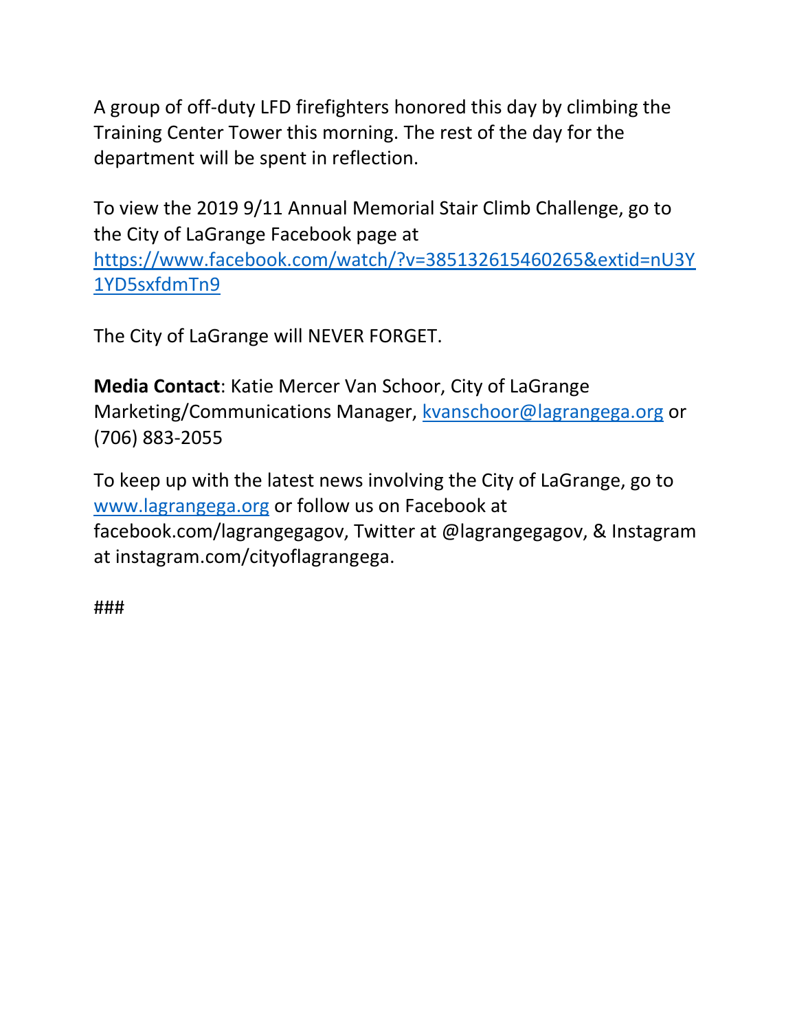A group of off-duty LFD firefighters honored this day by climbing the Training Center Tower this morning. The rest of the day for the department will be spent in reflection.

To view the 2019 9/11 Annual Memorial Stair Climb Challenge, go to the City of LaGrange Facebook page at https://www.facebook.com/watch/?v=385132615460265&extid=nU3Y1YD5sxfdmTn9

The City of LaGrange will NEVER FORGET.

**Media Contact**: Katie Mercer Van Schoor, City of LaGrange Marketing/Communications Manager, kvanschoor@lagrangega.org or (706) 883-2055

To keep up with the latest news involving the City of LaGrange, go to www.lagrangega.org or follow us on Facebook at facebook.com/lagrangegagov, Twitter at @lagrangegagov, & Instagram at instagram.com/cityoflagrangega.

###